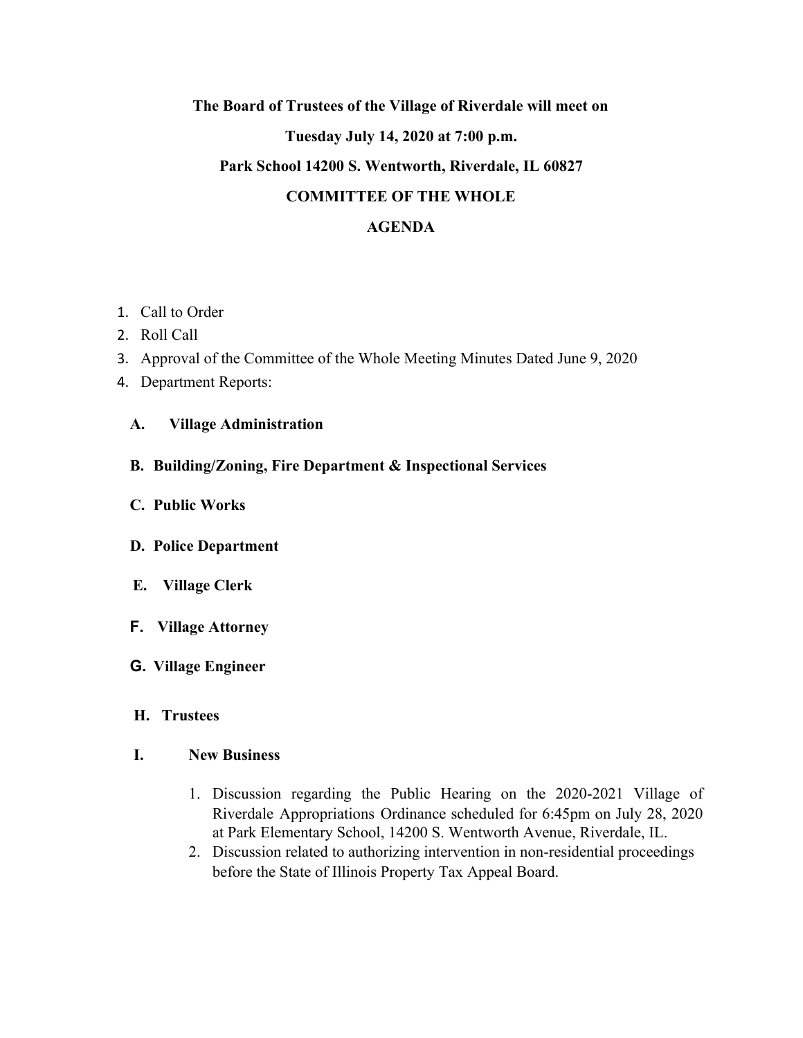**The Board of Trustees of the Village of Riverdale will meet on**

**Tuesday July 14, 2020 at 7:00 p.m.**

**Park School 14200 S. Wentworth, Riverdale, IL 60827**

**COMMITTEE OF THE WHOLE**

**AGENDA**

1. Call to Order
2. Roll Call
3. Approval of the Committee of the Whole Meeting Minutes Dated June 9, 2020
4. Department Reports:

   **A. Village Administration**

   **B. Building/Zoning, Fire Department & Inspectional Services**

   **C. Public Works**

   **D. Police Department**

   **E. Village Clerk**

   **F. Village Attorney**

   **G. Village Engineer**

   **H. Trustees**

   **I. New Business**

   1. Discussion regarding the Public Hearing on the 2020-2021 Village of Riverdale Appropriations Ordinance scheduled for 6:45pm on July 28, 2020 at Park Elementary School, 14200 S. Wentworth Avenue, Riverdale, IL.
   2. Discussion related to authorizing intervention in non-residential proceedings before the State of Illinois Property Tax Appeal Board.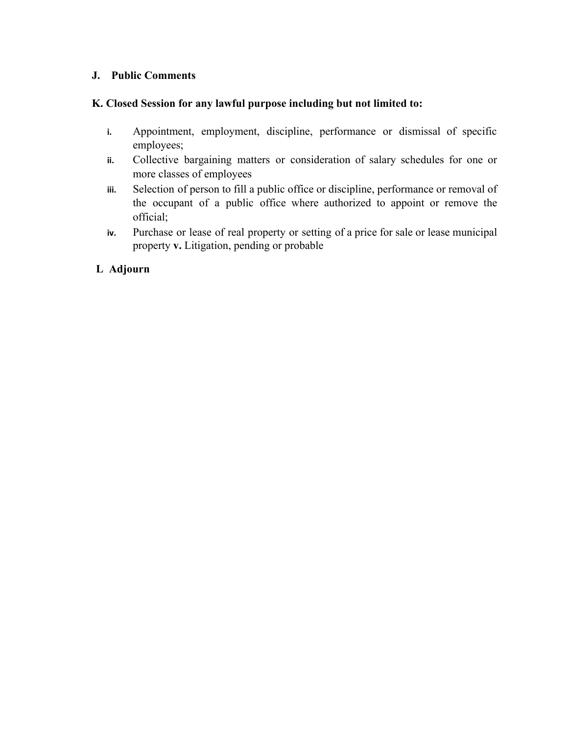**J. Public Comments**

**K. Closed Session for any lawful purpose including but not limited to:**

- i. Appointment, employment, discipline, performance or dismissal of specific employees;
- ii. Collective bargaining matters or consideration of salary schedules for one or more classes of employees
- iii. Selection of person to fill a public office or discipline, performance or removal of the occupant of a public office where authorized to appoint or remove the official;
- iv. Purchase or lease of real property or setting of a price for sale or lease municipal property **v.** Litigation, pending or probable

**L Adjourn**